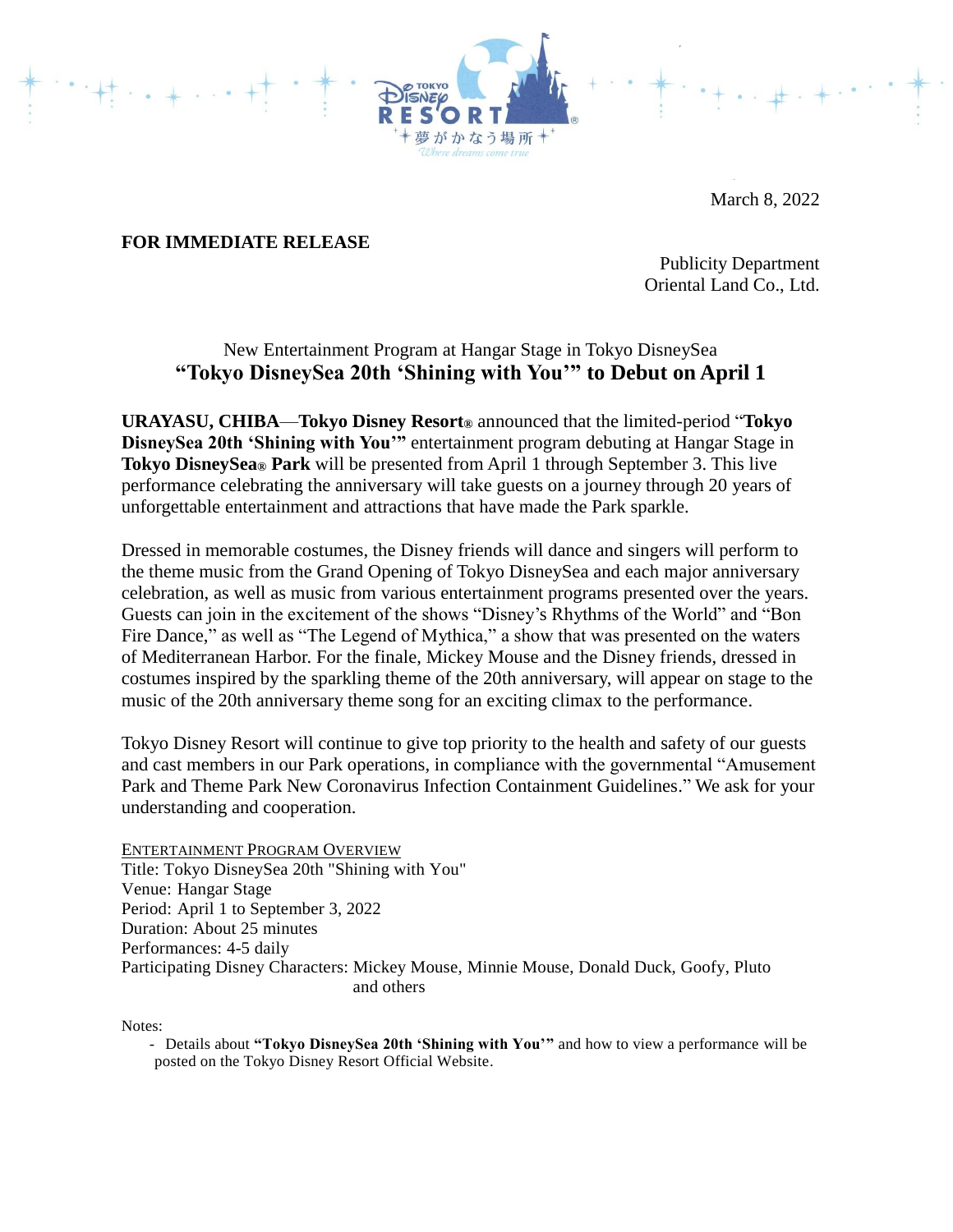March 8, 2022

**FOR IMMEDIATE RELEASE**

Publicity Department
Oriental Land Co., Ltd.

New Entertainment Program at Hangar Stage in Tokyo DisneySea

# "Tokyo DisneySea 20th 'Shining with You'" to Debut on April 1

**URAYASU, CHIBA**—**Tokyo Disney Resort®** announced that the limited-period "**Tokyo DisneySea 20th 'Shining with You'"** entertainment program debuting at Hangar Stage in **Tokyo DisneySea® Park** will be presented from April 1 through September 3. This live performance celebrating the anniversary will take guests on a journey through 20 years of unforgettable entertainment and attractions that have made the Park sparkle.

Dressed in memorable costumes, the Disney friends will dance and singers will perform to the theme music from the Grand Opening of Tokyo DisneySea and each major anniversary celebration, as well as music from various entertainment programs presented over the years. Guests can join in the excitement of the shows "Disney's Rhythms of the World" and "Bon Fire Dance," as well as "The Legend of Mythica," a show that was presented on the waters of Mediterranean Harbor. For the finale, Mickey Mouse and the Disney friends, dressed in costumes inspired by the sparkling theme of the 20th anniversary, will appear on stage to the music of the 20th anniversary theme song for an exciting climax to the performance.

Tokyo Disney Resort will continue to give top priority to the health and safety of our guests and cast members in our Park operations, in compliance with the governmental "Amusement Park and Theme Park New Coronavirus Infection Containment Guidelines." We ask for your understanding and cooperation.

ENTERTAINMENT PROGRAM OVERVIEW

Title: Tokyo DisneySea 20th "Shining with You"
Venue: Hangar Stage
Period: April 1 to September 3, 2022
Duration: About 25 minutes
Performances: 4-5 daily
Participating Disney Characters: Mickey Mouse, Minnie Mouse, Donald Duck, Goofy, Pluto and others

Notes:

- Details about **"Tokyo DisneySea 20th 'Shining with You'"** and how to view a performance will be posted on the Tokyo Disney Resort Official Website.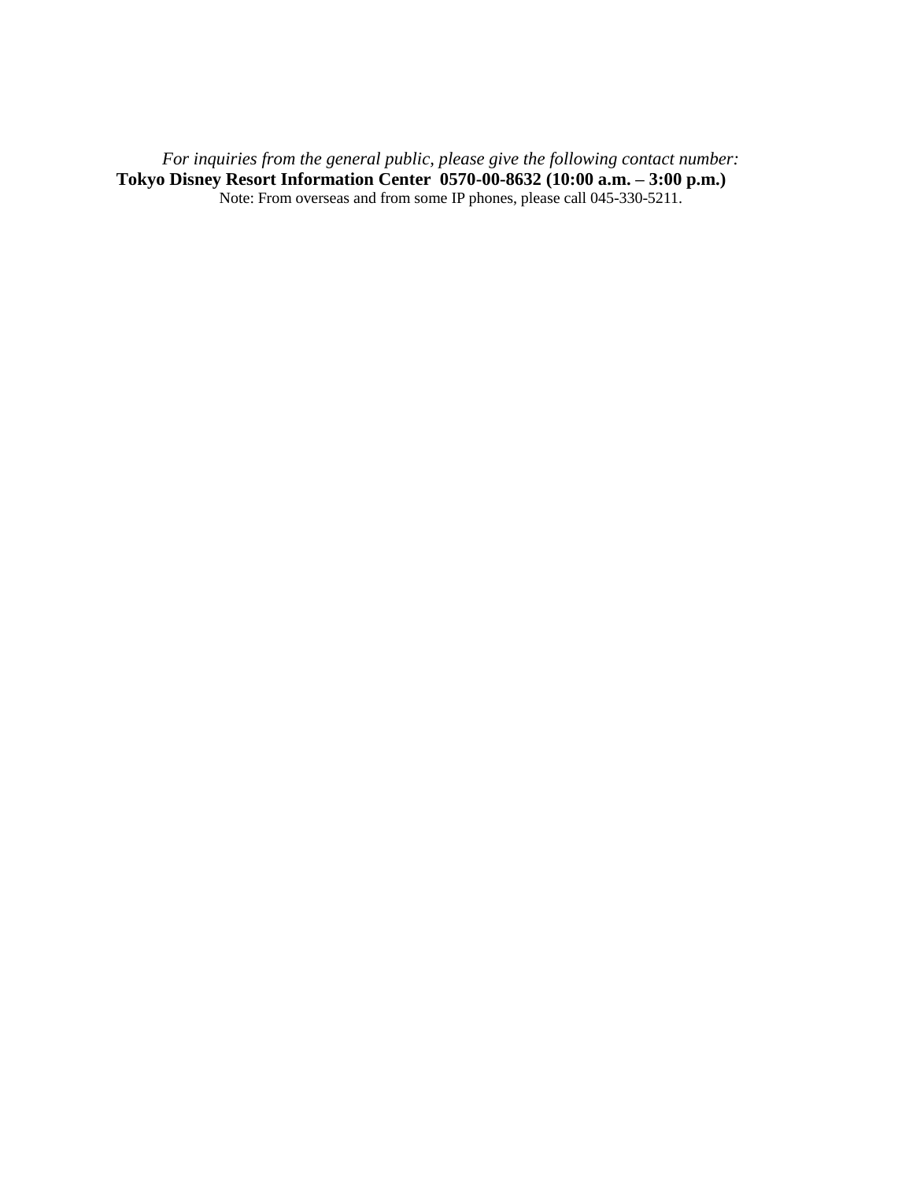*For inquiries from the general public, please give the following contact number:*

**Tokyo Disney Resort Information Center 0570-00-8632 (10:00 a.m. – 3:00 p.m.)**

Note: From overseas and from some IP phones, please call 045-330-5211.